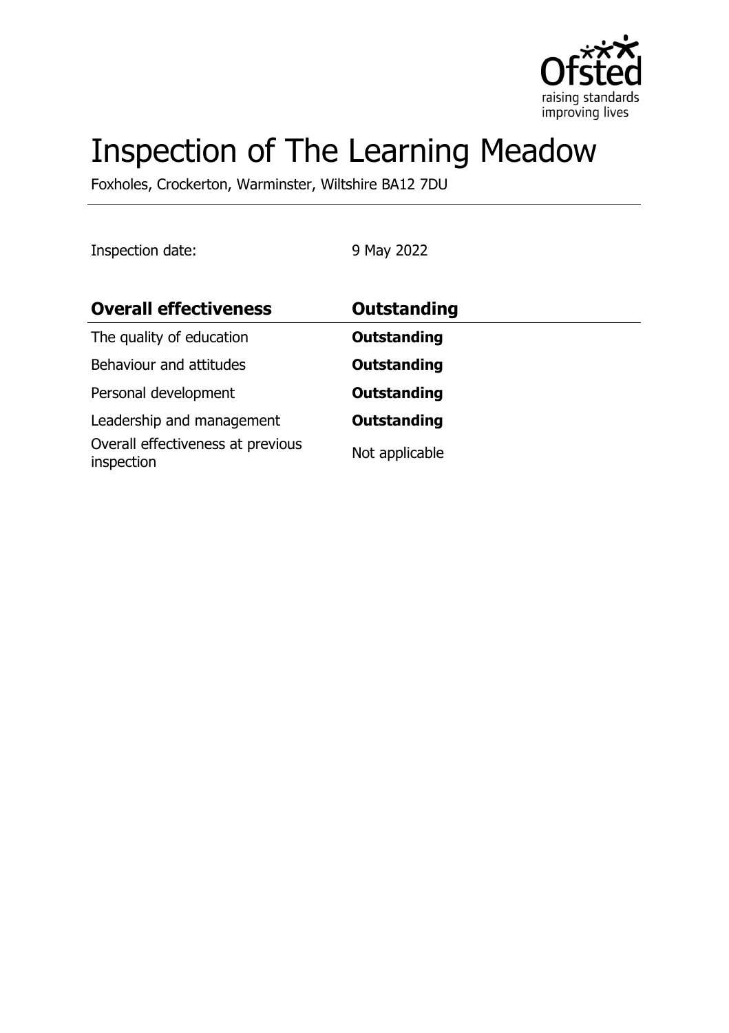# Inspection of The Learning Meadow

Foxholes, Crockerton, Warminster, Wiltshire BA12 7DU

Inspection date: 9 May 2022

| **Overall effectiveness** | **Outstanding** |
| --- | --- |
| The quality of education | **Outstanding** |
| Behaviour and attitudes | **Outstanding** |
| Personal development | **Outstanding** |
| Leadership and management | **Outstanding** |
| Overall effectiveness at previous inspection | Not applicable |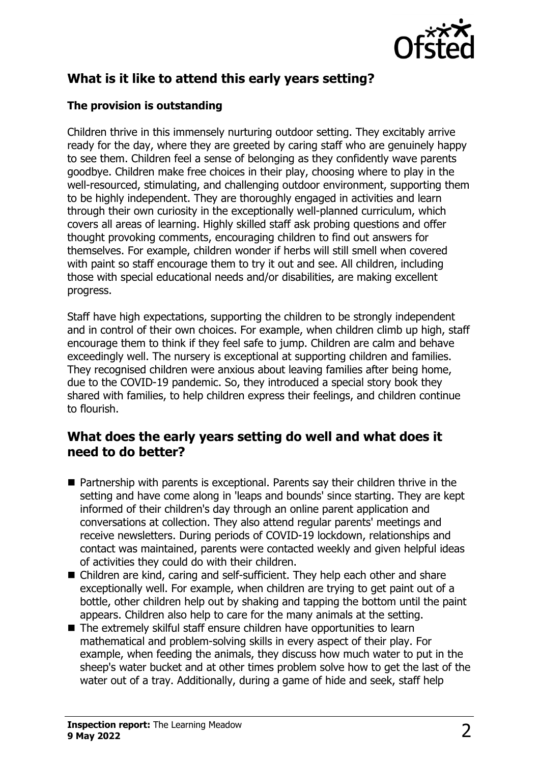## What is it like to attend this early years setting?

### The provision is outstanding

Children thrive in this immensely nurturing outdoor setting. They excitably arrive ready for the day, where they are greeted by caring staff who are genuinely happy to see them. Children feel a sense of belonging as they confidently wave parents goodbye. Children make free choices in their play, choosing where to play in the well-resourced, stimulating, and challenging outdoor environment, supporting them to be highly independent. They are thoroughly engaged in activities and learn through their own curiosity in the exceptionally well-planned curriculum, which covers all areas of learning. Highly skilled staff ask probing questions and offer thought provoking comments, encouraging children to find out answers for themselves. For example, children wonder if herbs will still smell when covered with paint so staff encourage them to try it out and see. All children, including those with special educational needs and/or disabilities, are making excellent progress.

Staff have high expectations, supporting the children to be strongly independent and in control of their own choices. For example, when children climb up high, staff encourage them to think if they feel safe to jump. Children are calm and behave exceedingly well. The nursery is exceptional at supporting children and families. They recognised children were anxious about leaving families after being home, due to the COVID-19 pandemic. So, they introduced a special story book they shared with families, to help children express their feelings, and children continue to flourish.

## What does the early years setting do well and what does it need to do better?

- Partnership with parents is exceptional. Parents say their children thrive in the setting and have come along in 'leaps and bounds' since starting. They are kept informed of their children's day through an online parent application and conversations at collection. They also attend regular parents' meetings and receive newsletters. During periods of COVID-19 lockdown, relationships and contact was maintained, parents were contacted weekly and given helpful ideas of activities they could do with their children.
- Children are kind, caring and self-sufficient. They help each other and share exceptionally well. For example, when children are trying to get paint out of a bottle, other children help out by shaking and tapping the bottom until the paint appears. Children also help to care for the many animals at the setting.
- The extremely skilful staff ensure children have opportunities to learn mathematical and problem-solving skills in every aspect of their play. For example, when feeding the animals, they discuss how much water to put in the sheep's water bucket and at other times problem solve how to get the last of the water out of a tray. Additionally, during a game of hide and seek, staff help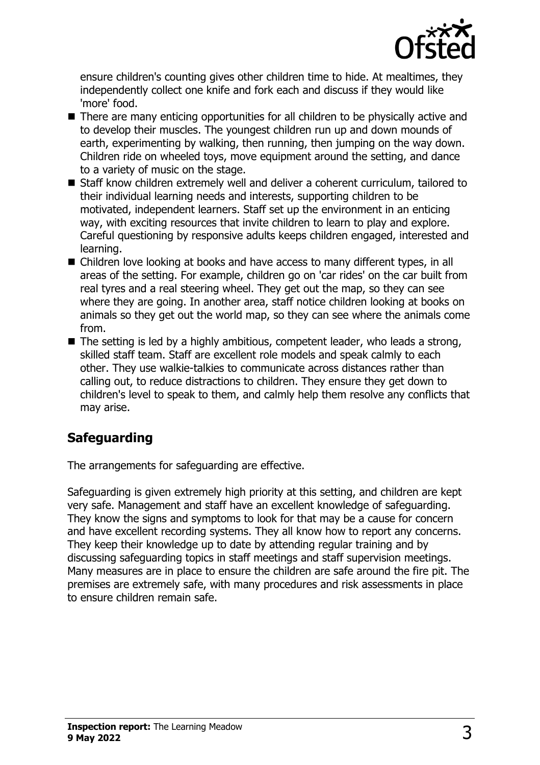ensure children's counting gives other children time to hide. At mealtimes, they independently collect one knife and fork each and discuss if they would like 'more' food.

- There are many enticing opportunities for all children to be physically active and to develop their muscles. The youngest children run up and down mounds of earth, experimenting by walking, then running, then jumping on the way down. Children ride on wheeled toys, move equipment around the setting, and dance to a variety of music on the stage.
- Staff know children extremely well and deliver a coherent curriculum, tailored to their individual learning needs and interests, supporting children to be motivated, independent learners. Staff set up the environment in an enticing way, with exciting resources that invite children to learn to play and explore. Careful questioning by responsive adults keeps children engaged, interested and learning.
- Children love looking at books and have access to many different types, in all areas of the setting. For example, children go on 'car rides' on the car built from real tyres and a real steering wheel. They get out the map, so they can see where they are going. In another area, staff notice children looking at books on animals so they get out the world map, so they can see where the animals come from.
- The setting is led by a highly ambitious, competent leader, who leads a strong, skilled staff team. Staff are excellent role models and speak calmly to each other. They use walkie-talkies to communicate across distances rather than calling out, to reduce distractions to children. They ensure they get down to children's level to speak to them, and calmly help them resolve any conflicts that may arise.

## Safeguarding

The arrangements for safeguarding are effective.

Safeguarding is given extremely high priority at this setting, and children are kept very safe. Management and staff have an excellent knowledge of safeguarding. They know the signs and symptoms to look for that may be a cause for concern and have excellent recording systems. They all know how to report any concerns. They keep their knowledge up to date by attending regular training and by discussing safeguarding topics in staff meetings and staff supervision meetings. Many measures are in place to ensure the children are safe around the fire pit. The premises are extremely safe, with many procedures and risk assessments in place to ensure children remain safe.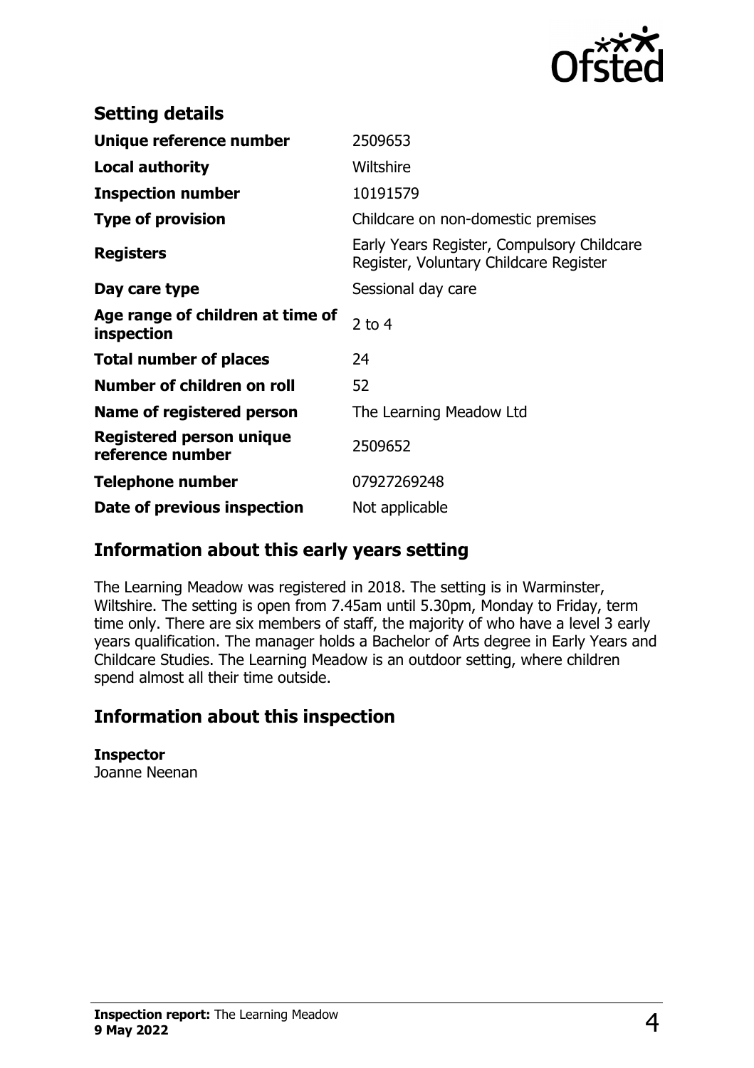## Setting details

| | |
|---|---|
| **Unique reference number** | 2509653 |
| **Local authority** | Wiltshire |
| **Inspection number** | 10191579 |
| **Type of provision** | Childcare on non-domestic premises |
| **Registers** | Early Years Register, Compulsory Childcare Register, Voluntary Childcare Register |
| **Day care type** | Sessional day care |
| **Age range of children at time of inspection** | 2 to 4 |
| **Total number of places** | 24 |
| **Number of children on roll** | 52 |
| **Name of registered person** | The Learning Meadow Ltd |
| **Registered person unique reference number** | 2509652 |
| **Telephone number** | 07927269248 |
| **Date of previous inspection** | Not applicable |

## Information about this early years setting

The Learning Meadow was registered in 2018. The setting is in Warminster, Wiltshire. The setting is open from 7.45am until 5.30pm, Monday to Friday, term time only. There are six members of staff, the majority of who have a level 3 early years qualification. The manager holds a Bachelor of Arts degree in Early Years and Childcare Studies. The Learning Meadow is an outdoor setting, where children spend almost all their time outside.

## Information about this inspection

**Inspector**
Joanne Neenan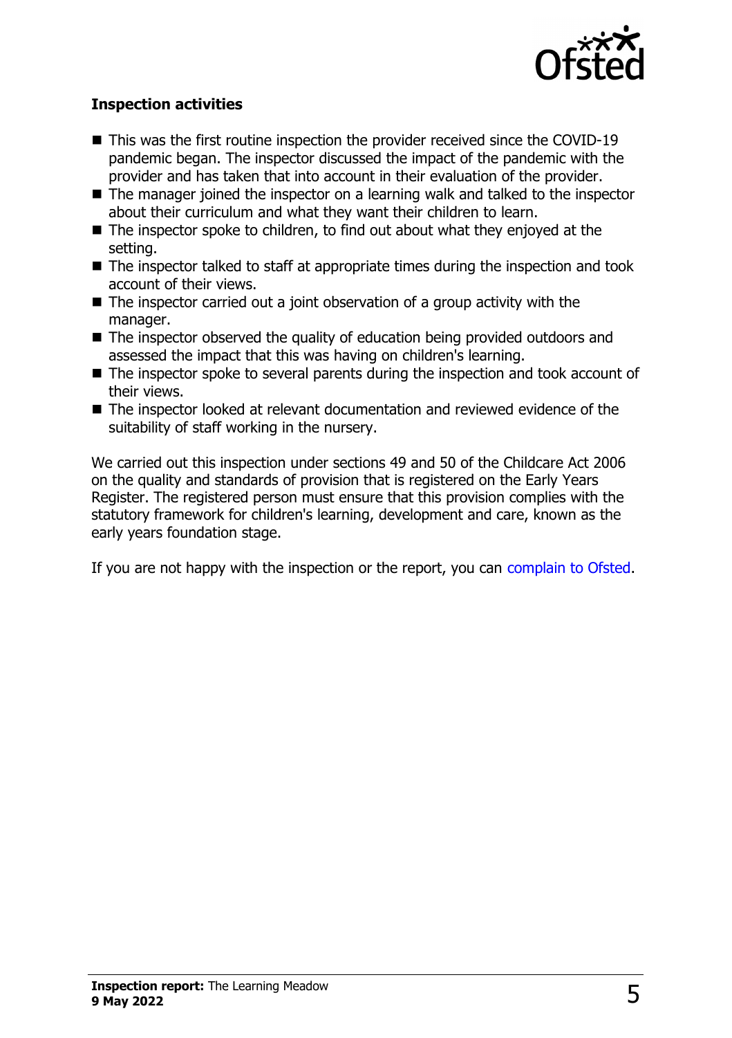### Inspection activities

- This was the first routine inspection the provider received since the COVID-19 pandemic began. The inspector discussed the impact of the pandemic with the provider and has taken that into account in their evaluation of the provider.
- The manager joined the inspector on a learning walk and talked to the inspector about their curriculum and what they want their children to learn.
- The inspector spoke to children, to find out about what they enjoyed at the setting.
- The inspector talked to staff at appropriate times during the inspection and took account of their views.
- The inspector carried out a joint observation of a group activity with the manager.
- The inspector observed the quality of education being provided outdoors and assessed the impact that this was having on children's learning.
- The inspector spoke to several parents during the inspection and took account of their views.
- The inspector looked at relevant documentation and reviewed evidence of the suitability of staff working in the nursery.

We carried out this inspection under sections 49 and 50 of the Childcare Act 2006 on the quality and standards of provision that is registered on the Early Years Register. The registered person must ensure that this provision complies with the statutory framework for children's learning, development and care, known as the early years foundation stage.

If you are not happy with the inspection or the report, you can complain to Ofsted.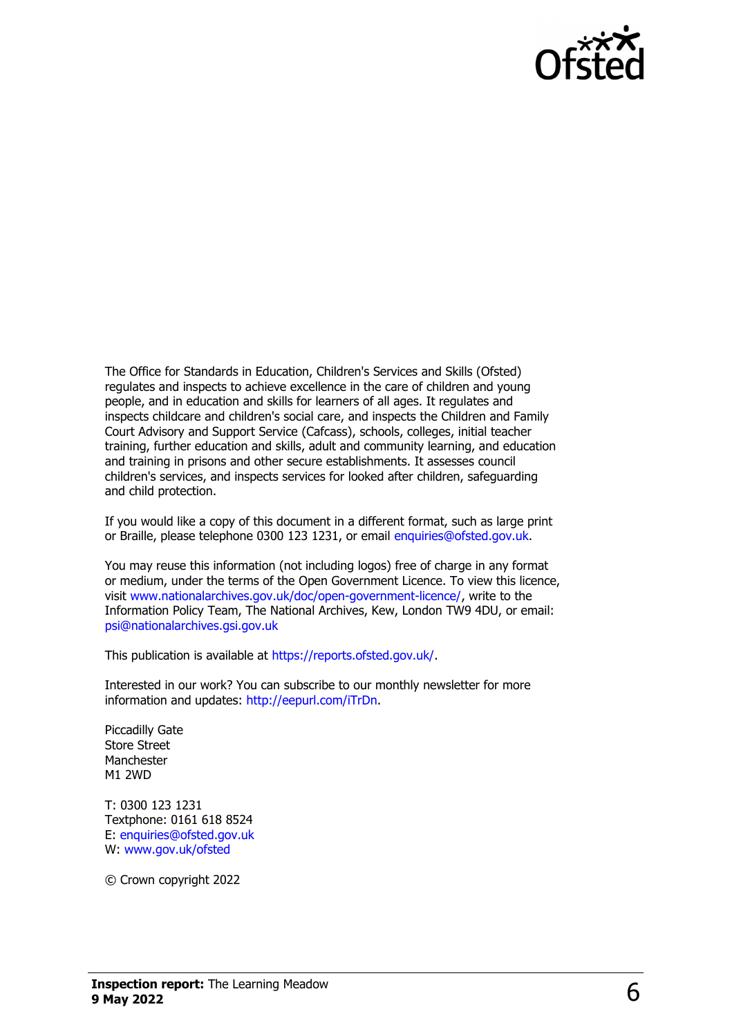The Office for Standards in Education, Children's Services and Skills (Ofsted) regulates and inspects to achieve excellence in the care of children and young people, and in education and skills for learners of all ages. It regulates and inspects childcare and children's social care, and inspects the Children and Family Court Advisory and Support Service (Cafcass), schools, colleges, initial teacher training, further education and skills, adult and community learning, and education and training in prisons and other secure establishments. It assesses council children's services, and inspects services for looked after children, safeguarding and child protection.

If you would like a copy of this document in a different format, such as large print or Braille, please telephone 0300 123 1231, or email enquiries@ofsted.gov.uk.

You may reuse this information (not including logos) free of charge in any format or medium, under the terms of the Open Government Licence. To view this licence, visit www.nationalarchives.gov.uk/doc/open-government-licence/, write to the Information Policy Team, The National Archives, Kew, London TW9 4DU, or email: psi@nationalarchives.gsi.gov.uk

This publication is available at https://reports.ofsted.gov.uk/.

Interested in our work? You can subscribe to our monthly newsletter for more information and updates: http://eepurl.com/iTrDn.

Piccadilly Gate
Store Street
Manchester
M1 2WD

T: 0300 123 1231
Textphone: 0161 618 8524
E: enquiries@ofsted.gov.uk
W: www.gov.uk/ofsted

© Crown copyright 2022